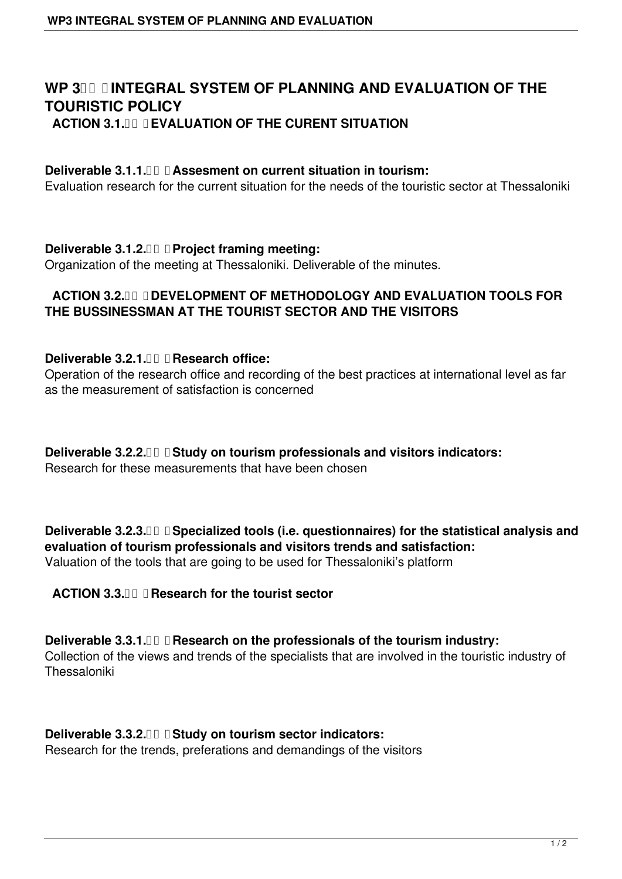# WP 3 INTEGRAL SYSTEM OF PLANNING AND EVALUATION OF THE TOURISTIC POLICY

## ACTION 3.1. EVALUATION OF THE CURENT SITUATION

**Deliverable 3.1.1. Assesment on current situation in tourism:**
Evaluation research for the current situation for the needs of the touristic sector at Thessaloniki

**Deliverable 3.1.2. Project framing meeting:**
Organization of the meeting at Thessaloniki. Deliverable of the minutes.

## ACTION 3.2. DEVELOPMENT OF METHODOLOGY AND EVALUATION TOOLS FOR THE BUSSINESSMAN AT THE TOURIST SECTOR AND THE VISITORS

**Deliverable 3.2.1. Research office:**
Operation of the research office and recording of the best practices at international level as far as the measurement of satisfaction is concerned

**Deliverable 3.2.2. Study on tourism professionals and visitors indicators:**
Research for these measurements that have been chosen

**Deliverable 3.2.3. Specialized tools (i.e. questionnaires) for the statistical analysis and evaluation of tourism professionals and visitors trends and satisfaction:**
Valuation of the tools that are going to be used for Thessaloniki's platform

## ACTION 3.3. Research for the tourist sector

**Deliverable 3.3.1. Research on the professionals of the tourism industry:**
Collection of the views and trends of the specialists that are involved in the touristic industry of Thessaloniki

**Deliverable 3.3.2. Study on tourism sector indicators:**
Research for the trends, preferations and demandings of the visitors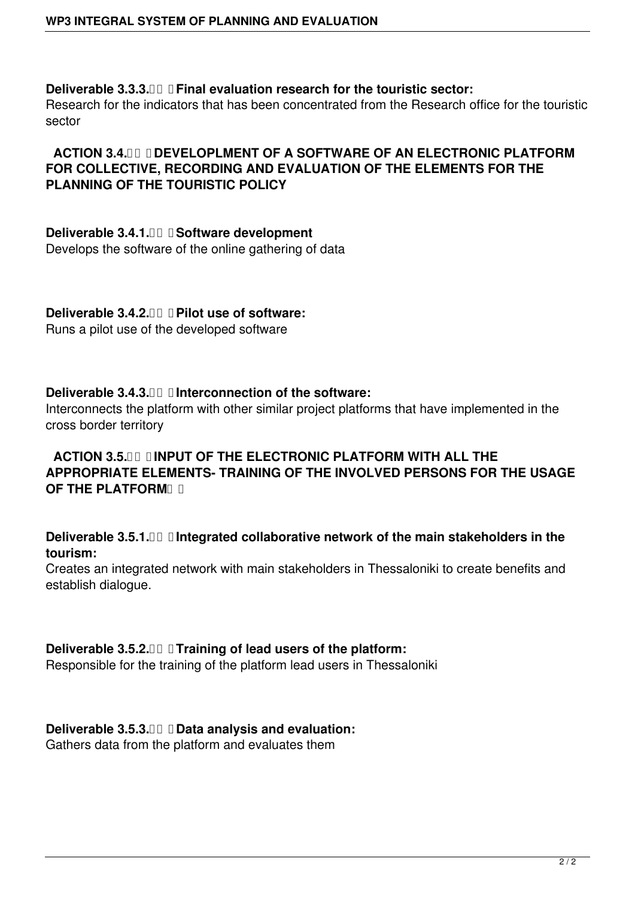**Deliverable 3.3.3. Final evaluation research for the touristic sector:**
Research for the indicators that has been concentrated from the Research office for the touristic sector

**ACTION 3.4. DEVELOPLMENT OF A SOFTWARE OF AN ELECTRONIC PLATFORM FOR COLLECTIVE, RECORDING AND EVALUATION OF THE ELEMENTS FOR THE PLANNING OF THE TOURISTIC POLICY**

**Deliverable 3.4.1. Software development**
Develops the software of the online gathering of data

**Deliverable 3.4.2. Pilot use of software:**
Runs a pilot use of the developed software

**Deliverable 3.4.3. Interconnection of the software:**
Interconnects the platform with other similar project platforms that have implemented in the cross border territory

**ACTION 3.5. INPUT OF THE ELECTRONIC PLATFORM WITH ALL THE APPROPRIATE ELEMENTS- TRAINING OF THE INVOLVED PERSONS FOR THE USAGE OF THE PLATFORM**

**Deliverable 3.5.1. Integrated collaborative network of the main stakeholders in the tourism:**
Creates an integrated network with main stakeholders in Thessaloniki to create benefits and establish dialogue.

**Deliverable 3.5.2. Training of lead users of the platform:**
Responsible for the training of the platform lead users in Thessaloniki

**Deliverable 3.5.3. Data analysis and evaluation:**
Gathers data from the platform and evaluates them